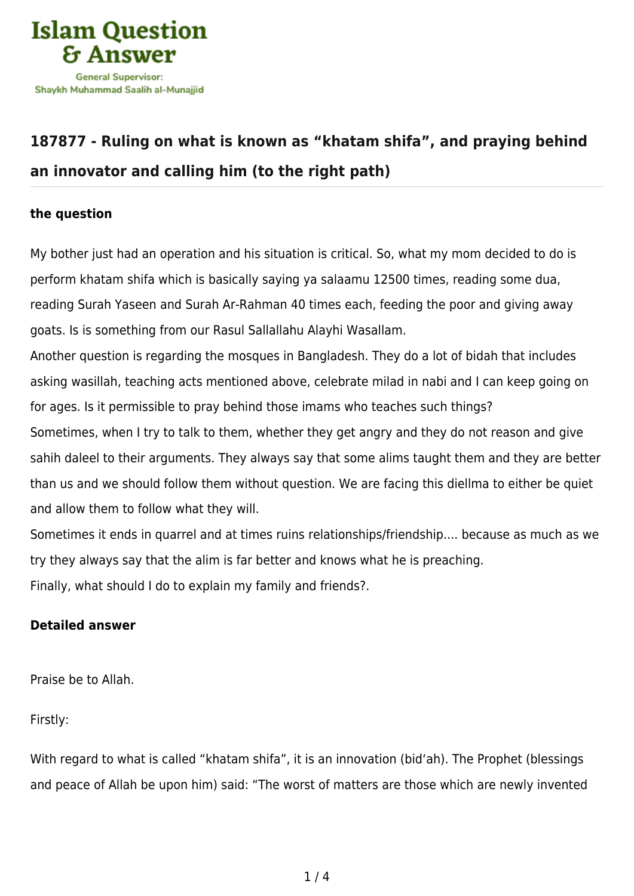Islam Question & Answer

General Supervisor: Shaykh Muhammad Saalih al-Munajjid

## 187877 - Ruling on what is known as "khatam shifa", and praying behind an innovator and calling him (to the right path)

### the question

My bother just had an operation and his situation is critical. So, what my mom decided to do is perform khatam shifa which is basically saying ya salaamu 12500 times, reading some dua, reading Surah Yaseen and Surah Ar-Rahman 40 times each, feeding the poor and giving away goats. Is is something from our Rasul Sallallahu Alayhi Wasallam.

Another question is regarding the mosques in Bangladesh. They do a lot of bidah that includes asking wasillah, teaching acts mentioned above, celebrate milad in nabi and I can keep going on for ages. Is it permissible to pray behind those imams who teaches such things?

Sometimes, when I try to talk to them, whether they get angry and they do not reason and give sahih daleel to their arguments. They always say that some alims taught them and they are better than us and we should follow them without question. We are facing this diellma to either be quiet and allow them to follow what they will.

Sometimes it ends in quarrel and at times ruins relationships/friendship.... because as much as we try they always say that the alim is far better and knows what he is preaching.

Finally, what should I do to explain my family and friends?.

### Detailed answer

Praise be to Allah.

Firstly:

With regard to what is called "khatam shifa", it is an innovation (bid'ah). The Prophet (blessings and peace of Allah be upon him) said: "The worst of matters are those which are newly invented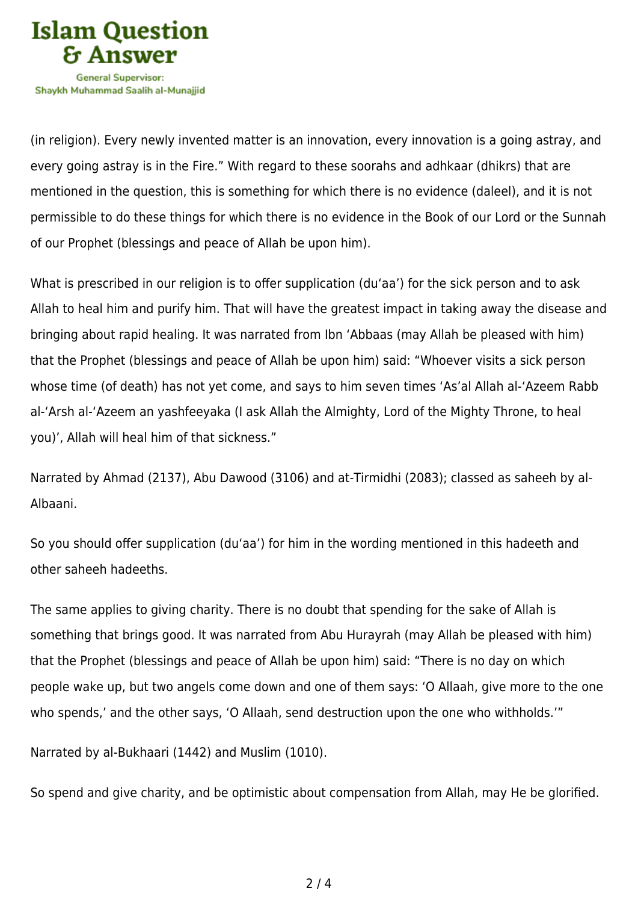(in religion). Every newly invented matter is an innovation, every innovation is a going astray, and every going astray is in the Fire.” With regard to these soorahs and adhkaar (dhikrs) that are mentioned in the question, this is something for which there is no evidence (daleel), and it is not permissible to do these things for which there is no evidence in the Book of our Lord or the Sunnah of our Prophet (blessings and peace of Allah be upon him).

What is prescribed in our religion is to offer supplication (du‘aa’) for the sick person and to ask Allah to heal him and purify him. That will have the greatest impact in taking away the disease and bringing about rapid healing. It was narrated from Ibn ‘Abbaas (may Allah be pleased with him) that the Prophet (blessings and peace of Allah be upon him) said: “Whoever visits a sick person whose time (of death) has not yet come, and says to him seven times ‘As’al Allah al-‘Azeem Rabb al-‘Arsh al-‘Azeem an yashfeeyaka (I ask Allah the Almighty, Lord of the Mighty Throne, to heal you)’, Allah will heal him of that sickness.”

Narrated by Ahmad (2137), Abu Dawood (3106) and at-Tirmidhi (2083); classed as saheeh by al-Albaani.

So you should offer supplication (du‘aa’) for him in the wording mentioned in this hadeeth and other saheeh hadeeths.

The same applies to giving charity. There is no doubt that spending for the sake of Allah is something that brings good. It was narrated from Abu Hurayrah (may Allah be pleased with him) that the Prophet (blessings and peace of Allah be upon him) said: “There is no day on which people wake up, but two angels come down and one of them says: ‘O Allaah, give more to the one who spends,’ and the other says, ‘O Allaah, send destruction upon the one who withholds.’”

Narrated by al-Bukhaari (1442) and Muslim (1010).

So spend and give charity, and be optimistic about compensation from Allah, may He be glorified.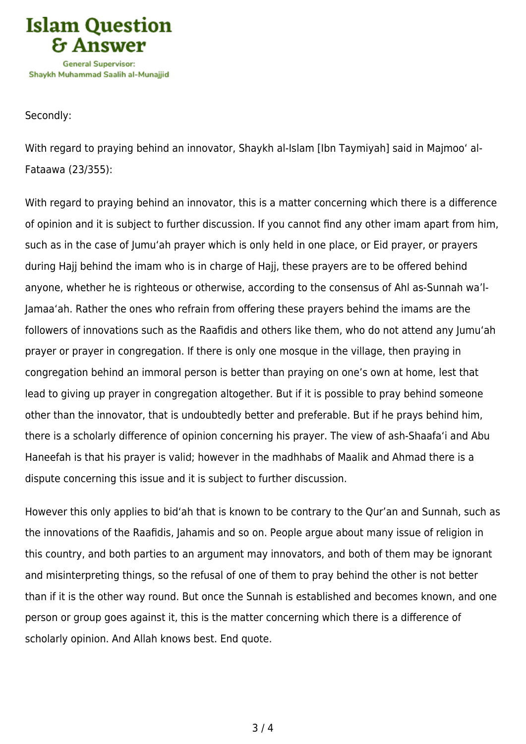Secondly:

With regard to praying behind an innovator, Shaykh al-Islam [Ibn Taymiyah] said in Majmoo' al-Fataawa (23/355):

With regard to praying behind an innovator, this is a matter concerning which there is a difference of opinion and it is subject to further discussion. If you cannot find any other imam apart from him, such as in the case of Jumu'ah prayer which is only held in one place, or Eid prayer, or prayers during Hajj behind the imam who is in charge of Hajj, these prayers are to be offered behind anyone, whether he is righteous or otherwise, according to the consensus of Ahl as-Sunnah wa'l-Jamaa'ah. Rather the ones who refrain from offering these prayers behind the imams are the followers of innovations such as the Raafidis and others like them, who do not attend any Jumu'ah prayer or prayer in congregation. If there is only one mosque in the village, then praying in congregation behind an immoral person is better than praying on one's own at home, lest that lead to giving up prayer in congregation altogether. But if it is possible to pray behind someone other than the innovator, that is undoubtedly better and preferable. But if he prays behind him, there is a scholarly difference of opinion concerning his prayer. The view of ash-Shaafa'i and Abu Haneefah is that his prayer is valid; however in the madhhabs of Maalik and Ahmad there is a dispute concerning this issue and it is subject to further discussion.

However this only applies to bid'ah that is known to be contrary to the Qur'an and Sunnah, such as the innovations of the Raafidis, Jahamis and so on. People argue about many issue of religion in this country, and both parties to an argument may innovators, and both of them may be ignorant and misinterpreting things, so the refusal of one of them to pray behind the other is not better than if it is the other way round. But once the Sunnah is established and becomes known, and one person or group goes against it, this is the matter concerning which there is a difference of scholarly opinion. And Allah knows best. End quote.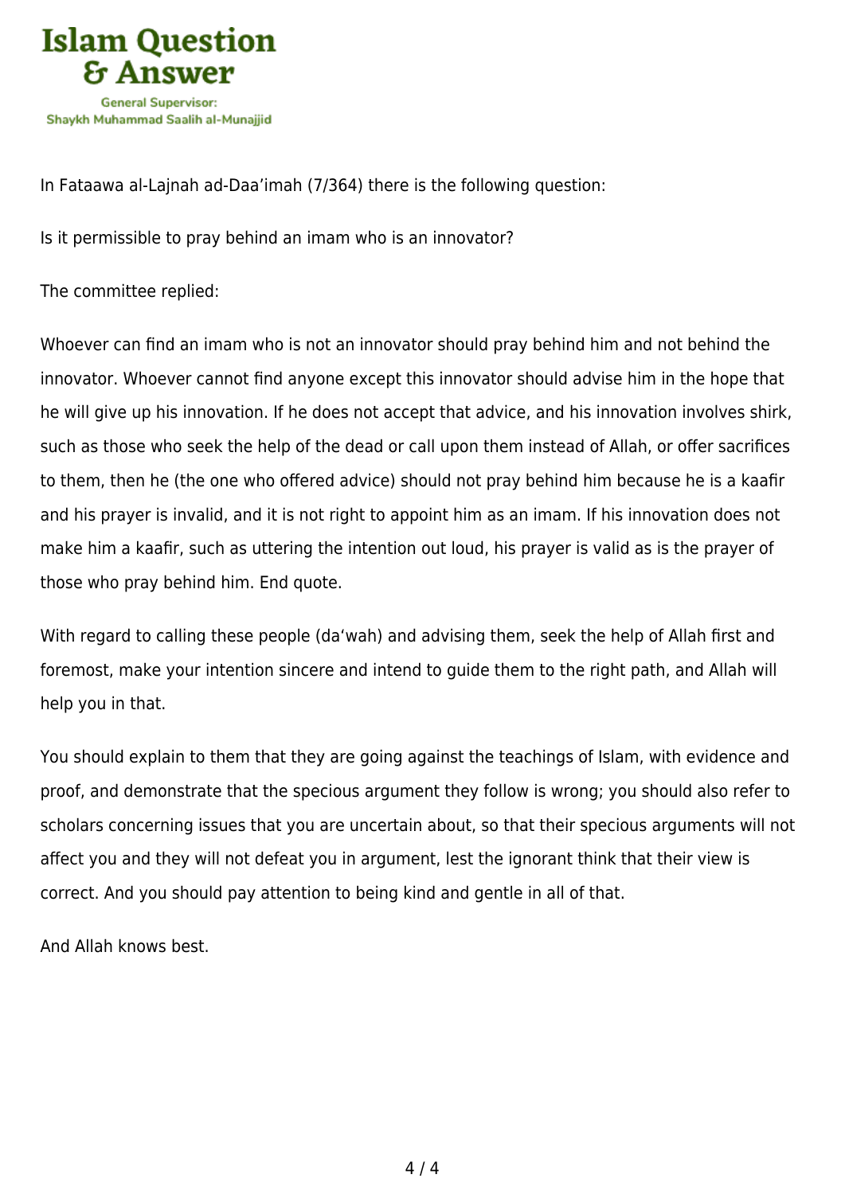In Fataawa al-Lajnah ad-Daa'imah (7/364) there is the following question:

Is it permissible to pray behind an imam who is an innovator?

The committee replied:

Whoever can find an imam who is not an innovator should pray behind him and not behind the innovator. Whoever cannot find anyone except this innovator should advise him in the hope that he will give up his innovation. If he does not accept that advice, and his innovation involves shirk, such as those who seek the help of the dead or call upon them instead of Allah, or offer sacrifices to them, then he (the one who offered advice) should not pray behind him because he is a kaafir and his prayer is invalid, and it is not right to appoint him as an imam. If his innovation does not make him a kaafir, such as uttering the intention out loud, his prayer is valid as is the prayer of those who pray behind him. End quote.

With regard to calling these people (da'wah) and advising them, seek the help of Allah first and foremost, make your intention sincere and intend to guide them to the right path, and Allah will help you in that.

You should explain to them that they are going against the teachings of Islam, with evidence and proof, and demonstrate that the specious argument they follow is wrong; you should also refer to scholars concerning issues that you are uncertain about, so that their specious arguments will not affect you and they will not defeat you in argument, lest the ignorant think that their view is correct. And you should pay attention to being kind and gentle in all of that.

And Allah knows best.